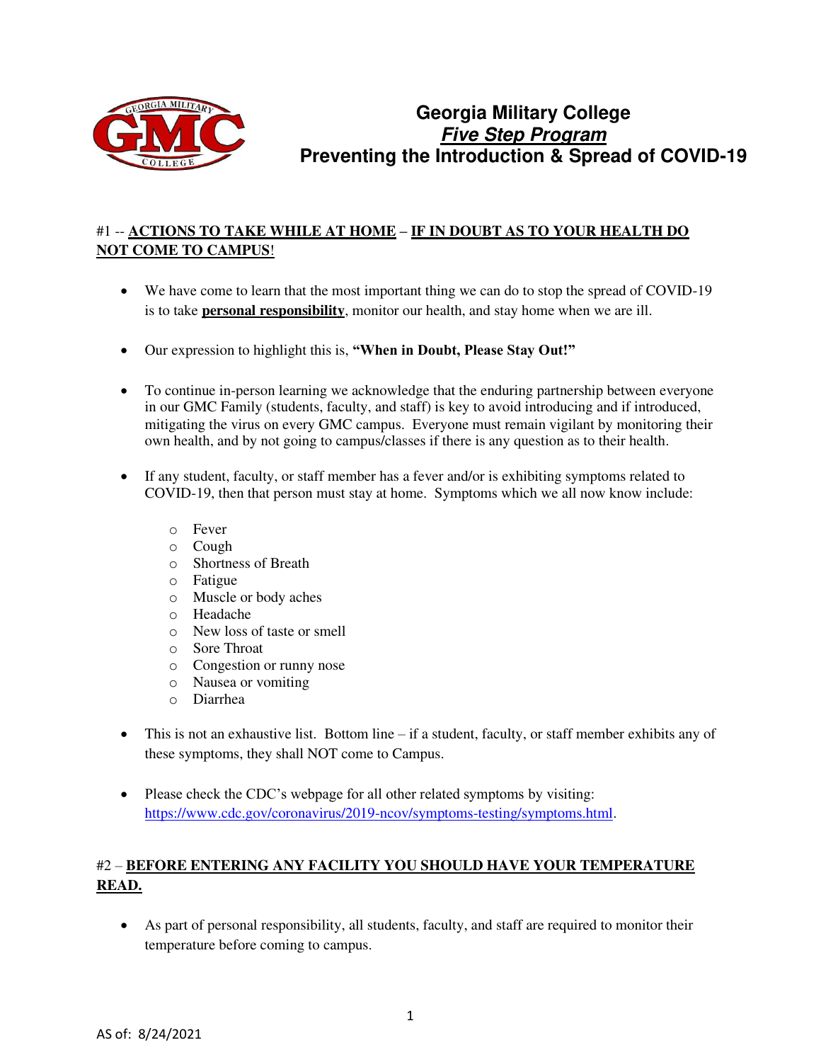# Georgia Military College
## ***Five Step Program***
## Preventing the Introduction & Spread of COVID-19

#1 -- **ACTIONS TO TAKE WHILE AT HOME** – **IF IN DOUBT AS TO YOUR HEALTH DO NOT COME TO CAMPUS**!

- We have come to learn that the most important thing we can do to stop the spread of COVID-19 is to take **personal responsibility**, monitor our health, and stay home when we are ill.

- Our expression to highlight this is, **"When in Doubt, Please Stay Out!"**

- To continue in-person learning we acknowledge that the enduring partnership between everyone in our GMC Family (students, faculty, and staff) is key to avoid introducing and if introduced, mitigating the virus on every GMC campus. Everyone must remain vigilant by monitoring their own health, and by not going to campus/classes if there is any question as to their health.

- If any student, faculty, or staff member has a fever and/or is exhibiting symptoms related to COVID-19, then that person must stay at home. Symptoms which we all now know include:
  - Fever
  - Cough
  - Shortness of Breath
  - Fatigue
  - Muscle or body aches
  - Headache
  - New loss of taste or smell
  - Sore Throat
  - Congestion or runny nose
  - Nausea or vomiting
  - Diarrhea

- This is not an exhaustive list. Bottom line – if a student, faculty, or staff member exhibits any of these symptoms, they shall NOT come to Campus.

- Please check the CDC's webpage for all other related symptoms by visiting: https://www.cdc.gov/coronavirus/2019-ncov/symptoms-testing/symptoms.html.

#2 – **BEFORE ENTERING ANY FACILITY YOU SHOULD HAVE YOUR TEMPERATURE READ.**

- As part of personal responsibility, all students, faculty, and staff are required to monitor their temperature before coming to campus.

AS of: 8/24/2021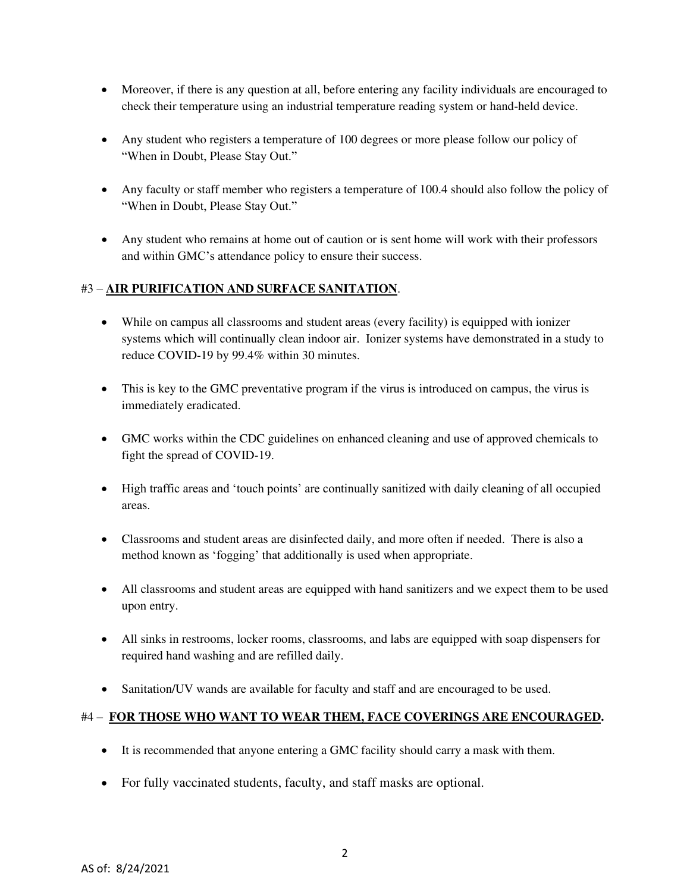- Moreover, if there is any question at all, before entering any facility individuals are encouraged to check their temperature using an industrial temperature reading system or hand-held device.
- Any student who registers a temperature of 100 degrees or more please follow our policy of "When in Doubt, Please Stay Out."
- Any faculty or staff member who registers a temperature of 100.4 should also follow the policy of "When in Doubt, Please Stay Out."
- Any student who remains at home out of caution or is sent home will work with their professors and within GMC's attendance policy to ensure their success.

#3 – **AIR PURIFICATION AND SURFACE SANITATION**.

- While on campus all classrooms and student areas (every facility) is equipped with ionizer systems which will continually clean indoor air. Ionizer systems have demonstrated in a study to reduce COVID-19 by 99.4% within 30 minutes.
- This is key to the GMC preventative program if the virus is introduced on campus, the virus is immediately eradicated.
- GMC works within the CDC guidelines on enhanced cleaning and use of approved chemicals to fight the spread of COVID-19.
- High traffic areas and 'touch points' are continually sanitized with daily cleaning of all occupied areas.
- Classrooms and student areas are disinfected daily, and more often if needed. There is also a method known as 'fogging' that additionally is used when appropriate.
- All classrooms and student areas are equipped with hand sanitizers and we expect them to be used upon entry.
- All sinks in restrooms, locker rooms, classrooms, and labs are equipped with soap dispensers for required hand washing and are refilled daily.
- Sanitation/UV wands are available for faculty and staff and are encouraged to be used.

#4 – **FOR THOSE WHO WANT TO WEAR THEM, FACE COVERINGS ARE ENCOURAGED.**

- It is recommended that anyone entering a GMC facility should carry a mask with them.
- For fully vaccinated students, faculty, and staff masks are optional.

AS of: 8/24/2021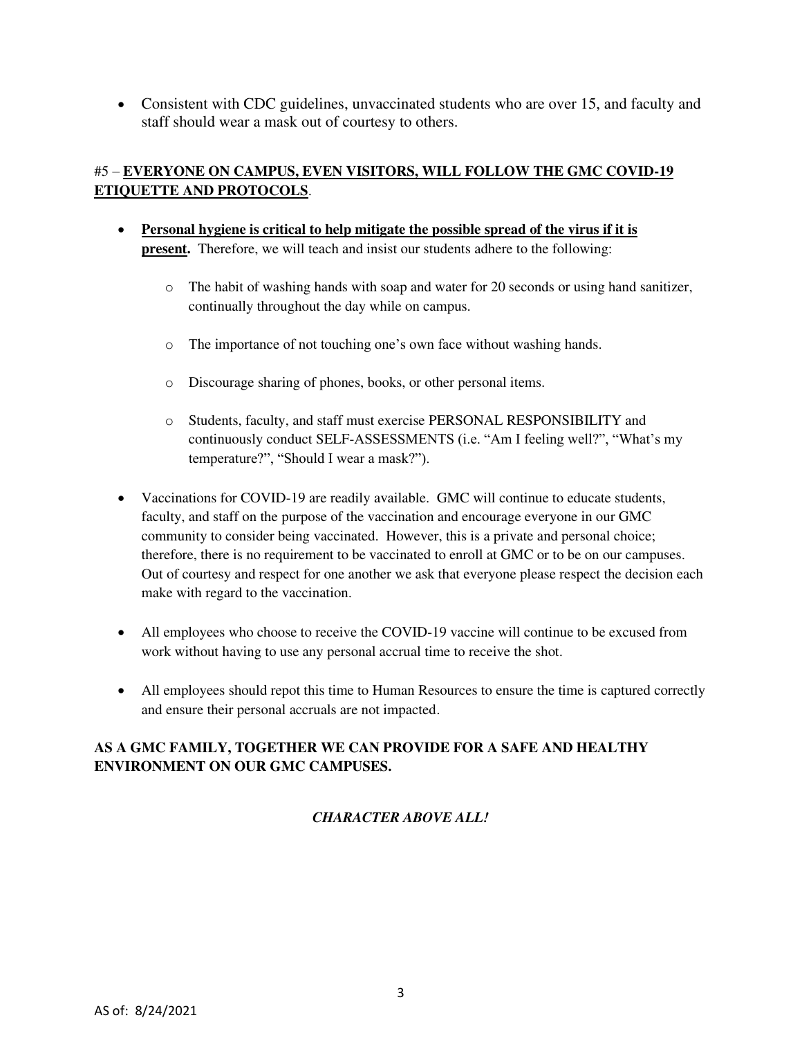- Consistent with CDC guidelines, unvaccinated students who are over 15, and faculty and staff should wear a mask out of courtesy to others.

#5 – **EVERYONE ON CAMPUS, EVEN VISITORS, WILL FOLLOW THE GMC COVID-19 ETIQUETTE AND PROTOCOLS**.

- **Personal hygiene is critical to help mitigate the possible spread of the virus if it is present.** Therefore, we will teach and insist our students adhere to the following:
  - The habit of washing hands with soap and water for 20 seconds or using hand sanitizer, continually throughout the day while on campus.
  - The importance of not touching one's own face without washing hands.
  - Discourage sharing of phones, books, or other personal items.
  - Students, faculty, and staff must exercise PERSONAL RESPONSIBILITY and continuously conduct SELF-ASSESSMENTS (i.e. "Am I feeling well?", "What's my temperature?", "Should I wear a mask?").
- Vaccinations for COVID-19 are readily available. GMC will continue to educate students, faculty, and staff on the purpose of the vaccination and encourage everyone in our GMC community to consider being vaccinated. However, this is a private and personal choice; therefore, there is no requirement to be vaccinated to enroll at GMC or to be on our campuses. Out of courtesy and respect for one another we ask that everyone please respect the decision each make with regard to the vaccination.
- All employees who choose to receive the COVID-19 vaccine will continue to be excused from work without having to use any personal accrual time to receive the shot.
- All employees should repot this time to Human Resources to ensure the time is captured correctly and ensure their personal accruals are not impacted.

**AS A GMC FAMILY, TOGETHER WE CAN PROVIDE FOR A SAFE AND HEALTHY ENVIRONMENT ON OUR GMC CAMPUSES.**

***CHARACTER ABOVE ALL!***

AS of: 8/24/2021